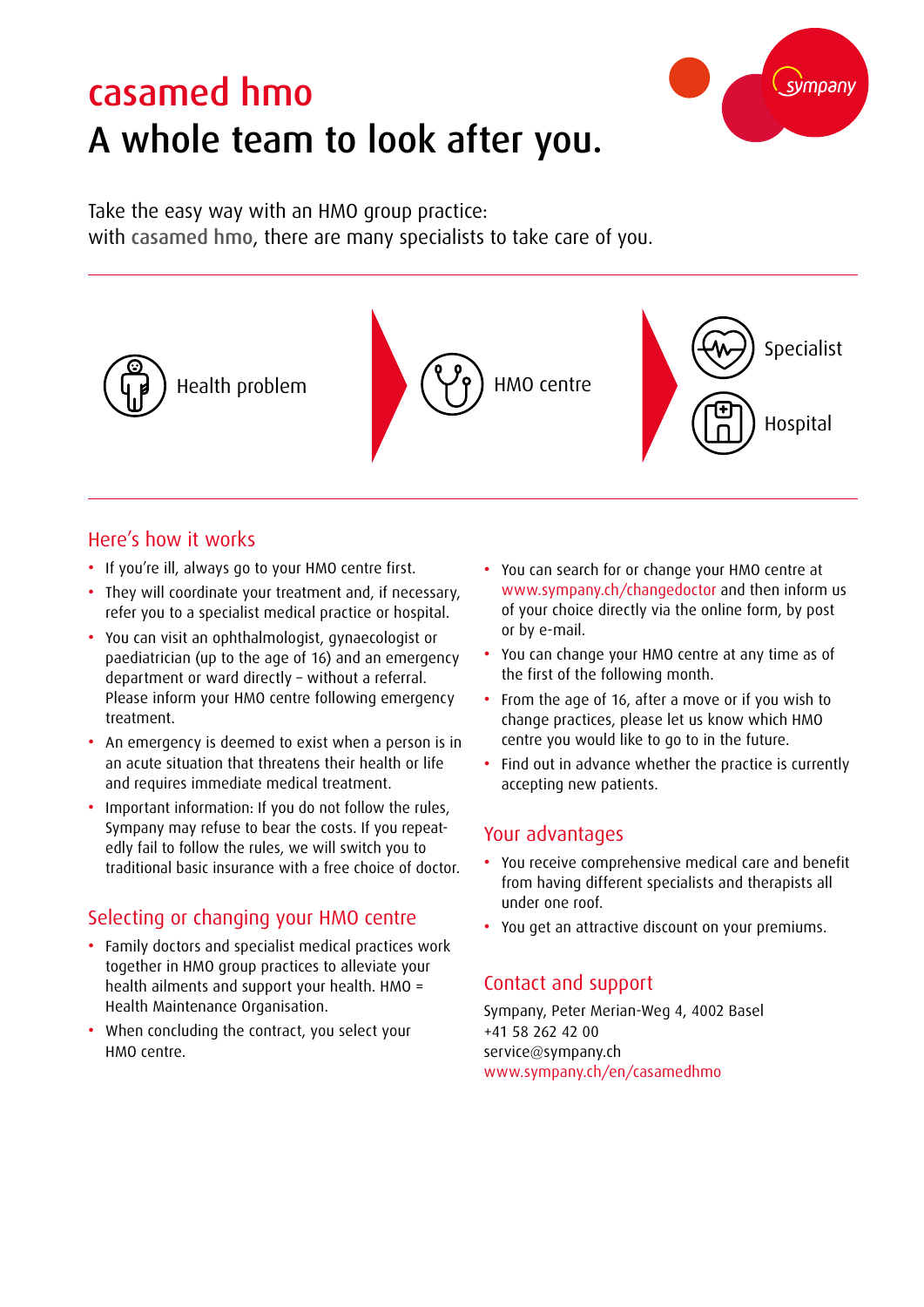# casamed hmo

## A whole team to look after you.

Take the easy way with an HMO group practice:
with casamed hmo, there are many specialists to take care of you.

Health problem → HMO centre → Specialist / Hospital

### Here's how it works

- If you're ill, always go to your HMO centre first.
- They will coordinate your treatment and, if necessary, refer you to a specialist medical practice or hospital.
- You can visit an ophthalmologist, gynaecologist or paediatrician (up to the age of 16) and an emergency department or ward directly – without a referral. Please inform your HMO centre following emergency treatment.
- An emergency is deemed to exist when a person is in an acute situation that threatens their health or life and requires immediate medical treatment.
- Important information: If you do not follow the rules, Sympany may refuse to bear the costs. If you repeatedly fail to follow the rules, we will switch you to traditional basic insurance with a free choice of doctor.

### Selecting or changing your HMO centre

- Family doctors and specialist medical practices work together in HMO group practices to alleviate your health ailments and support your health. HMO = Health Maintenance Organisation.
- When concluding the contract, you select your HMO centre.
- You can search for or change your HMO centre at www.sympany.ch/changedoctor and then inform us of your choice directly via the online form, by post or by e-mail.
- You can change your HMO centre at any time as of the first of the following month.
- From the age of 16, after a move or if you wish to change practices, please let us know which HMO centre you would like to go to in the future.
- Find out in advance whether the practice is currently accepting new patients.

### Your advantages

- You receive comprehensive medical care and benefit from having different specialists and therapists all under one roof.
- You get an attractive discount on your premiums.

### Contact and support

Sympany, Peter Merian-Weg 4, 4002 Basel
+41 58 262 42 00
service@sympany.ch
www.sympany.ch/en/casamedhmo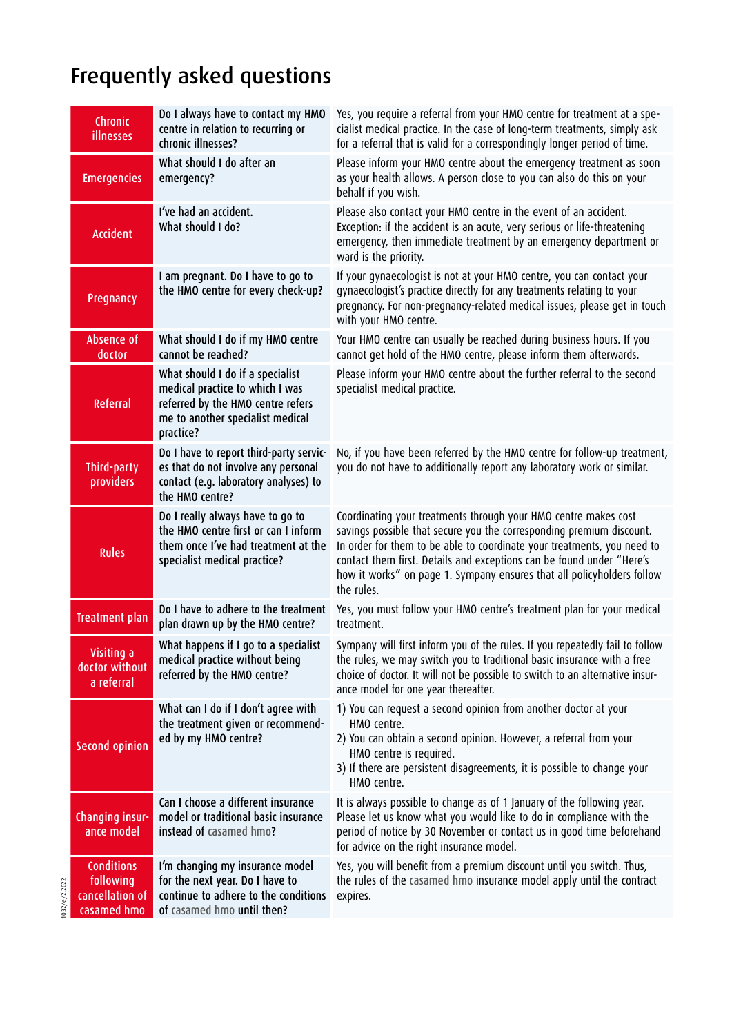# Frequently asked questions

| | | |
|---|---|---|
| Chronic illnesses | Do I always have to contact my HMO centre in relation to recurring or chronic illnesses? | Yes, you require a referral from your HMO centre for treatment at a specialist medical practice. In the case of long-term treatments, simply ask for a referral that is valid for a correspondingly longer period of time. |
| Emergencies | What should I do after an emergency? | Please inform your HMO centre about the emergency treatment as soon as your health allows. A person close to you can also do this on your behalf if you wish. |
| Accident | I've had an accident. What should I do? | Please also contact your HMO centre in the event of an accident. Exception: if the accident is an acute, very serious or life-threatening emergency, then immediate treatment by an emergency department or ward is the priority. |
| Pregnancy | I am pregnant. Do I have to go to the HMO centre for every check-up? | If your gynaecologist is not at your HMO centre, you can contact your gynaecologist's practice directly for any treatments relating to your pregnancy. For non-pregnancy-related medical issues, please get in touch with your HMO centre. |
| Absence of doctor | What should I do if my HMO centre cannot be reached? | Your HMO centre can usually be reached during business hours. If you cannot get hold of the HMO centre, please inform them afterwards. |
| Referral | What should I do if a specialist medical practice to which I was referred by the HMO centre refers me to another specialist medical practice? | Please inform your HMO centre about the further referral to the second specialist medical practice. |
| Third-party providers | Do I have to report third-party services that do not involve any personal contact (e.g. laboratory analyses) to the HMO centre? | No, if you have been referred by the HMO centre for follow-up treatment, you do not have to additionally report any laboratory work or similar. |
| Rules | Do I really always have to go to the HMO centre first or can I inform them once I've had treatment at the specialist medical practice? | Coordinating your treatments through your HMO centre makes cost savings possible that secure you the corresponding premium discount. In order for them to be able to coordinate your treatments, you need to contact them first. Details and exceptions can be found under "Here's how it works" on page 1. Sympany ensures that all policyholders follow the rules. |
| Treatment plan | Do I have to adhere to the treatment plan drawn up by the HMO centre? | Yes, you must follow your HMO centre's treatment plan for your medical treatment. |
| Visiting a doctor without a referral | What happens if I go to a specialist medical practice without being referred by the HMO centre? | Sympany will first inform you of the rules. If you repeatedly fail to follow the rules, we may switch you to traditional basic insurance with a free choice of doctor. It will not be possible to switch to an alternative insurance model for one year thereafter. |
| Second opinion | What can I do if I don't agree with the treatment given or recommended by my HMO centre? | 1) You can request a second opinion from another doctor at your HMO centre.<br>2) You can obtain a second opinion. However, a referral from your HMO centre is required.<br>3) If there are persistent disagreements, it is possible to change your HMO centre. |
| Changing insurance model | Can I choose a different insurance model or traditional basic insurance instead of casamed hmo? | It is always possible to change as of 1 January of the following year. Please let us know what you would like to do in compliance with the period of notice by 30 November or contact us in good time beforehand for advice on the right insurance model. |
| Conditions following cancellation of casamed hmo | I'm changing my insurance model for the next year. Do I have to continue to adhere to the conditions of casamed hmo until then? | Yes, you will benefit from a premium discount until you switch. Thus, the rules of the casamed hmo insurance model apply until the contract expires. |

1032/e/2.2022